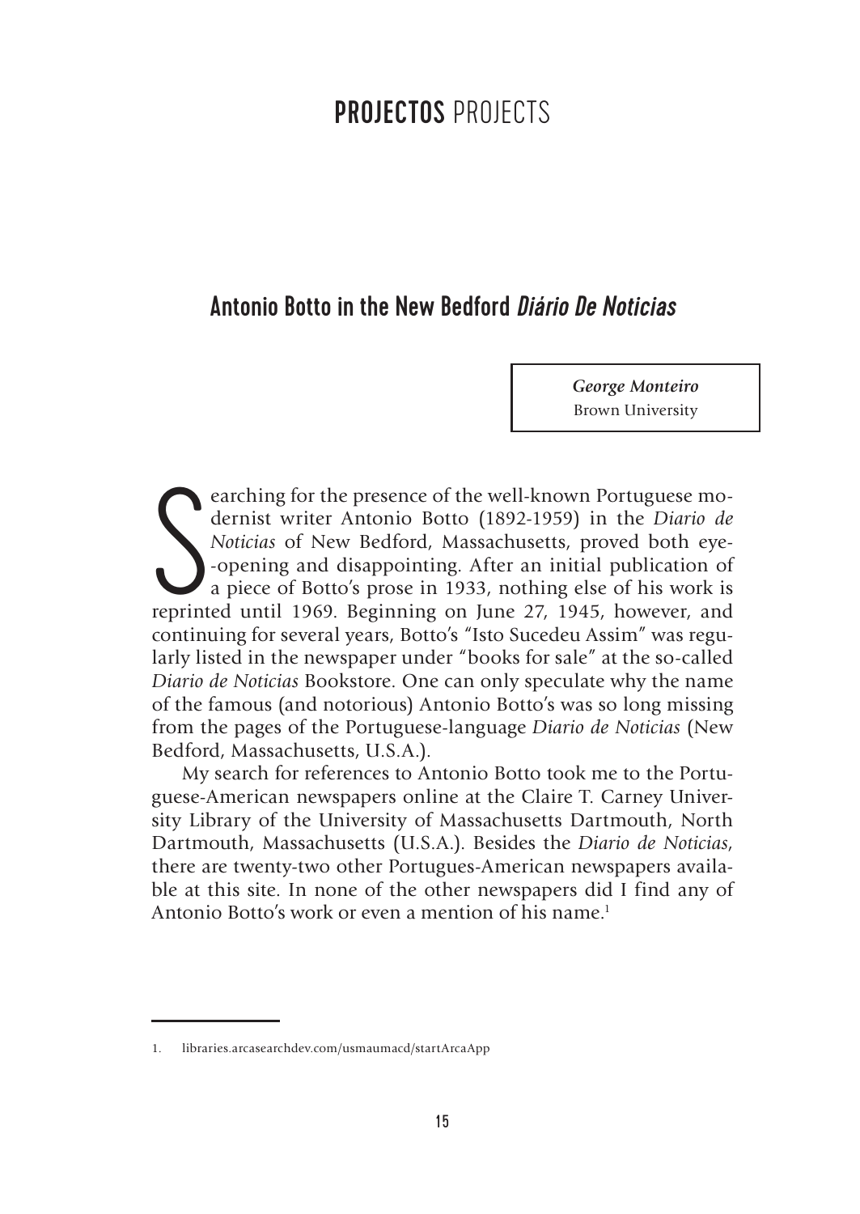# PROJECTOS PROJECTS

## Antonio Botto in the New Bedford *Diário De Noticias*

***George Monteiro***
Brown University

Searching for the presence of the well-known Portuguese modernist writer Antonio Botto (1892-1959) in the *Diario de Noticias* of New Bedford, Massachusetts, proved both eye-opening and disappointing. After an initial publication of a piece of Botto's prose in 1933, nothing else of his work is reprinted until 1969. Beginning on June 27, 1945, however, and continuing for several years, Botto's "Isto Sucedeu Assim" was regularly listed in the newspaper under "books for sale" at the so-called *Diario de Noticias* Bookstore. One can only speculate why the name of the famous (and notorious) Antonio Botto's was so long missing from the pages of the Portuguese-language *Diario de Noticias* (New Bedford, Massachusetts, U.S.A.).

My search for references to Antonio Botto took me to the Portuguese-American newspapers online at the Claire T. Carney University Library of the University of Massachusetts Dartmouth, North Dartmouth, Massachusetts (U.S.A.). Besides the *Diario de Noticias*, there are twenty-two other Portugues-American newspapers available at this site. In none of the other newspapers did I find any of Antonio Botto's work or even a mention of his name.[1]

---

1. libraries.arcasearchdev.com/usmaumacd/startArcaApp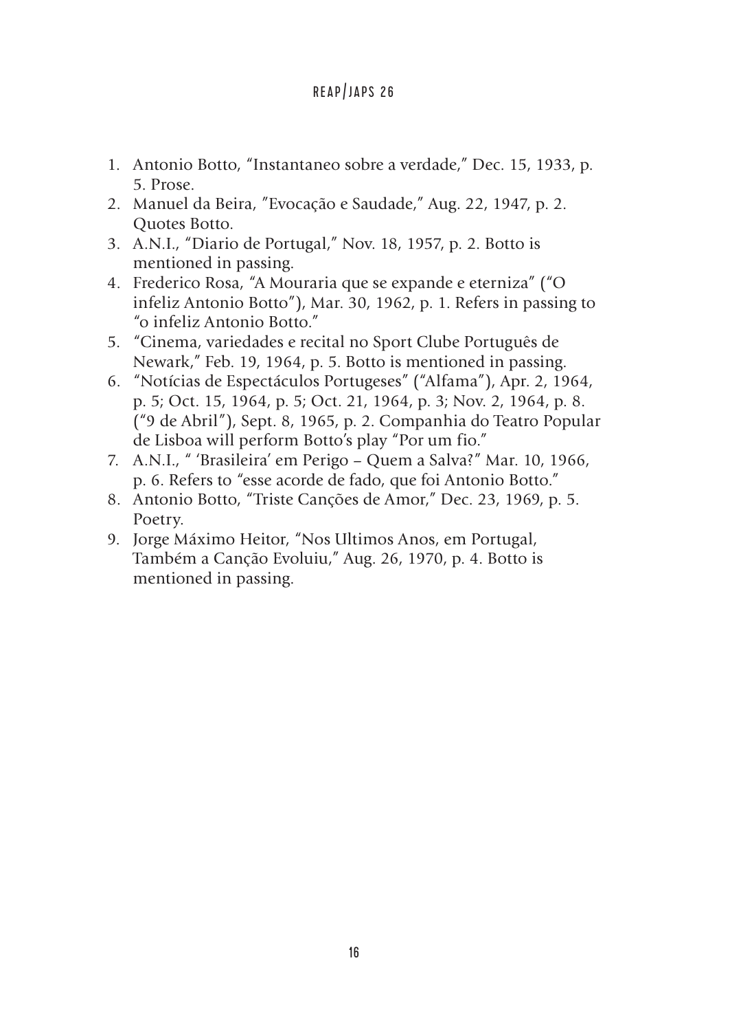1. Antonio Botto, "Instantaneo sobre a verdade," Dec. 15, 1933, p. 5. Prose.
2. Manuel da Beira, "Evocação e Saudade," Aug. 22, 1947, p. 2. Quotes Botto.
3. A.N.I., "Diario de Portugal," Nov. 18, 1957, p. 2. Botto is mentioned in passing.
4. Frederico Rosa, "A Mouraria que se expande e eterniza" ("O infeliz Antonio Botto"), Mar. 30, 1962, p. 1. Refers in passing to "o infeliz Antonio Botto."
5. "Cinema, variedades e recital no Sport Clube Português de Newark," Feb. 19, 1964, p. 5. Botto is mentioned in passing.
6. "Notícias de Espectáculos Portugeses" ("Alfama"), Apr. 2, 1964, p. 5; Oct. 15, 1964, p. 5; Oct. 21, 1964, p. 3; Nov. 2, 1964, p. 8. ("9 de Abril"), Sept. 8, 1965, p. 2. Companhia do Teatro Popular de Lisboa will perform Botto's play "Por um fio."
7. A.N.I., " 'Brasileira' em Perigo – Quem a Salva?" Mar. 10, 1966, p. 6. Refers to "esse acorde de fado, que foi Antonio Botto."
8. Antonio Botto, "Triste Canções de Amor," Dec. 23, 1969, p. 5. Poetry.
9. Jorge Máximo Heitor, "Nos Ultimos Anos, em Portugal, Também a Canção Evoluiu," Aug. 26, 1970, p. 4. Botto is mentioned in passing.